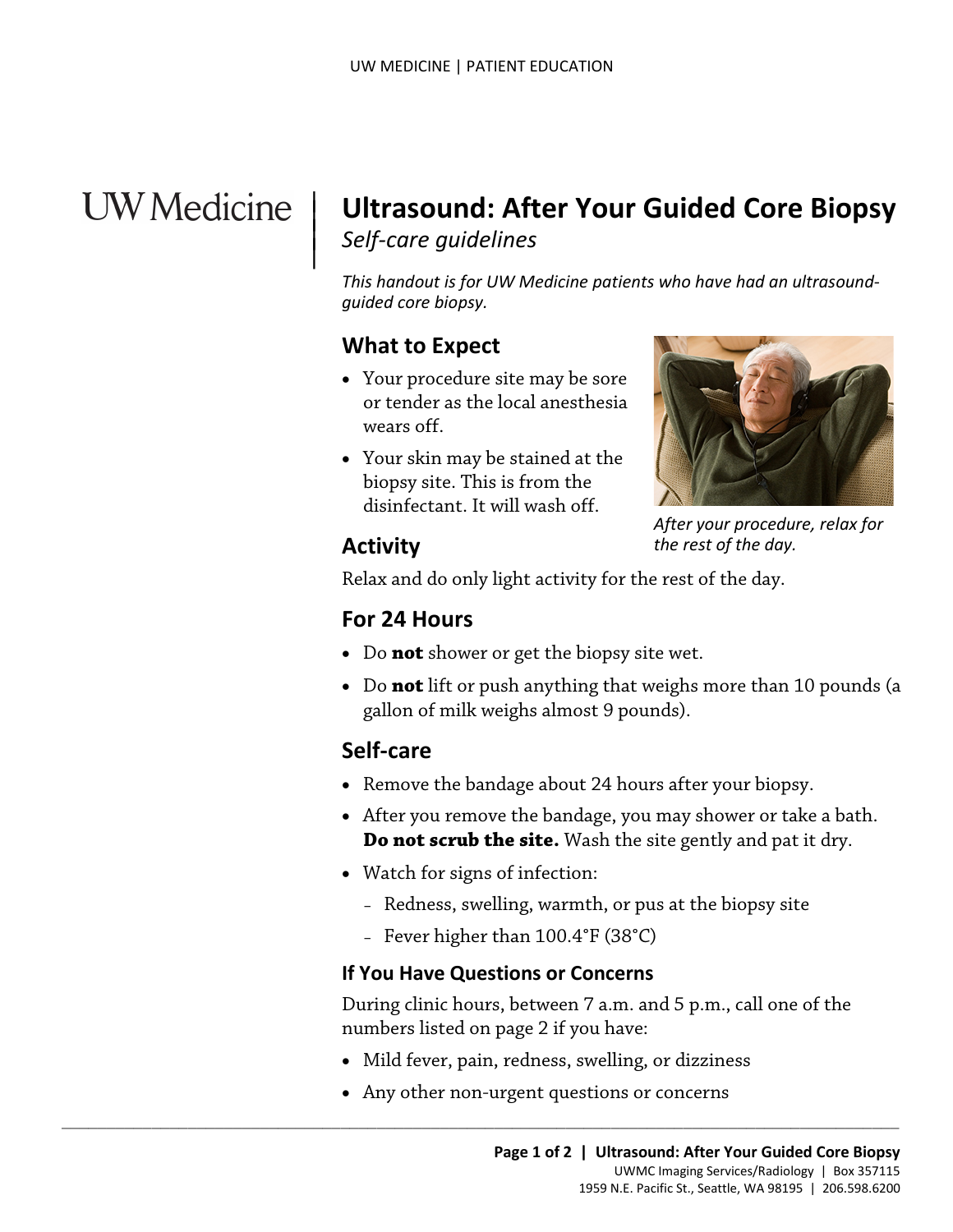# Ultrasound: After Your Guided Core Biopsy

*Self-care guidelines*

*This handout is for UW Medicine patients who have had an ultrasound-guided core biopsy.*

## What to Expect

- Your procedure site may be sore or tender as the local anesthesia wears off.
- Your skin may be stained at the biopsy site. This is from the disinfectant. It will wash off.

*After your procedure, relax for the rest of the day.*

## Activity

Relax and do only light activity for the rest of the day.

## For 24 Hours

- Do **not** shower or get the biopsy site wet.
- Do **not** lift or push anything that weighs more than 10 pounds (a gallon of milk weighs almost 9 pounds).

## Self-care

- Remove the bandage about 24 hours after your biopsy.
- After you remove the bandage, you may shower or take a bath. **Do not scrub the site.** Wash the site gently and pat it dry.
- Watch for signs of infection:
  - Redness, swelling, warmth, or pus at the biopsy site
  - Fever higher than 100.4°F (38°C)

### If You Have Questions or Concerns

During clinic hours, between 7 a.m. and 5 p.m., call one of the numbers listed on page 2 if you have:

- Mild fever, pain, redness, swelling, or dizziness
- Any other non-urgent questions or concerns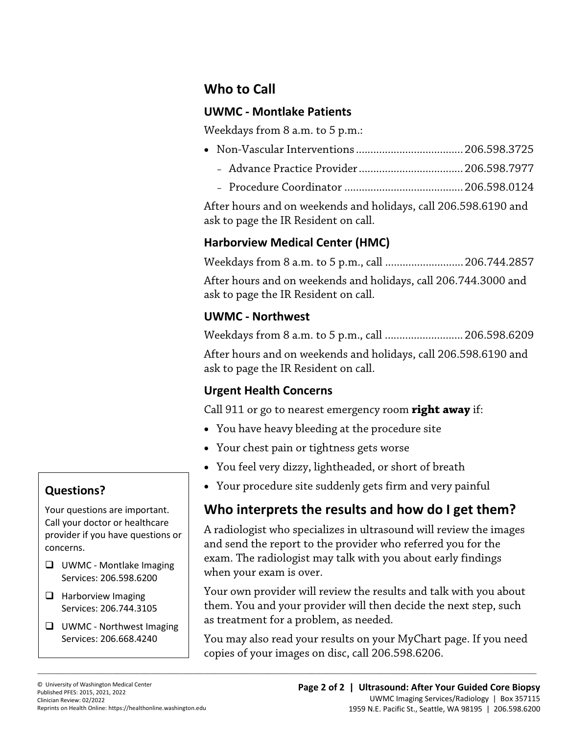## Who to Call

### UWMC - Montlake Patients

Weekdays from 8 a.m. to 5 p.m.:

- Non-Vascular Interventions ..................................... 206.598.3725
  - Advance Practice Provider .................................... 206.598.7977
  - Procedure Coordinator ......................................... 206.598.0124

After hours and on weekends and holidays, call 206.598.6190 and ask to page the IR Resident on call.

### Harborview Medical Center (HMC)

Weekdays from 8 a.m. to 5 p.m., call ........................... 206.744.2857

After hours and on weekends and holidays, call 206.744.3000 and ask to page the IR Resident on call.

### UWMC - Northwest

Weekdays from 8 a.m. to 5 p.m., call ........................... 206.598.6209

After hours and on weekends and holidays, call 206.598.6190 and ask to page the IR Resident on call.

### Urgent Health Concerns

Call 911 or go to nearest emergency room **right away** if:

- You have heavy bleeding at the procedure site
- Your chest pain or tightness gets worse
- You feel very dizzy, lightheaded, or short of breath
- Your procedure site suddenly gets firm and very painful

## Who interprets the results and how do I get them?

A radiologist who specializes in ultrasound will review the images and send the report to the provider who referred you for the exam. The radiologist may talk with you about early findings when your exam is over.

Your own provider will review the results and talk with you about them. You and your provider will then decide the next step, such as treatment for a problem, as needed.

You may also read your results on your MyChart page. If you need copies of your images on disc, call 206.598.6206.

### Questions?

Your questions are important. Call your doctor or healthcare provider if you have questions or concerns.

- ❑ UWMC - Montlake Imaging Services: 206.598.6200
- ❑ Harborview Imaging Services: 206.744.3105
- ❑ UWMC - Northwest Imaging Services: 206.668.4240

© University of Washington Medical Center
Published PFES: 2015, 2021, 2022
Clinician Review: 02/2022
Reprints on Health Online: https://healthonline.washington.edu

UWMC Imaging Services/Radiology | Box 357115
1959 N.E. Pacific St., Seattle, WA 98195 | 206.598.6200